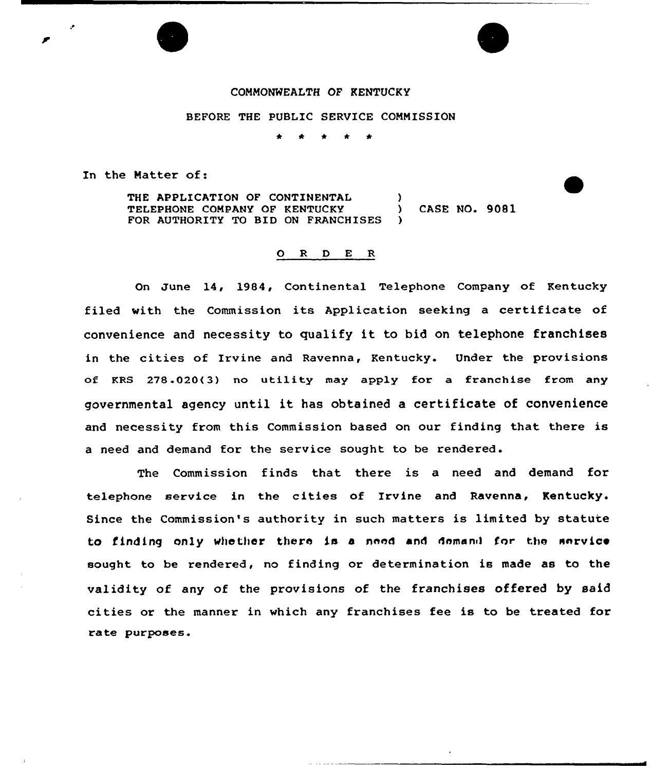COMMONWEALTH OF KENTUCKY

BEFORE THE PUBLIC SERVICE COMMISSION

\* \* \* \* \*

In the Matter of:

THE APPLICATION OF CONTINENTAL TELEPHONE COMPANY OF KENTUCKY FOR AUTHORITY TO BID ON FRANCHISES ) CASE NO. 9081

## O R D E R

On June 14, 1984, Continental Telephone Company of Kentucky filed with the Commission its Application seeking a certificate of convenience and necessity to qualify it to bid on telephone franchises in the cities of Irvine and Ravenna, Kentucky. Under the provisions of KRS 278.020(3) no utility may apply for a franchise from any governmental agency until it has obtained a certificate of convenience and necessity from this Commission based on our finding that there is a need and demand for the service sought to be rendered.

The Commission finds that there is a need and demand for telephone service in the cities of Irvine and Ravenna, Kentucky. Since the Commission's authority in such matters is limited by statute to finding only whether there is a need and demand for the service sought to be rendered, no finding or determination is made as to the validity of any of the provisions of the franchises offered by said cities or the manner in which any franchises fee is to be treated for rate purposes.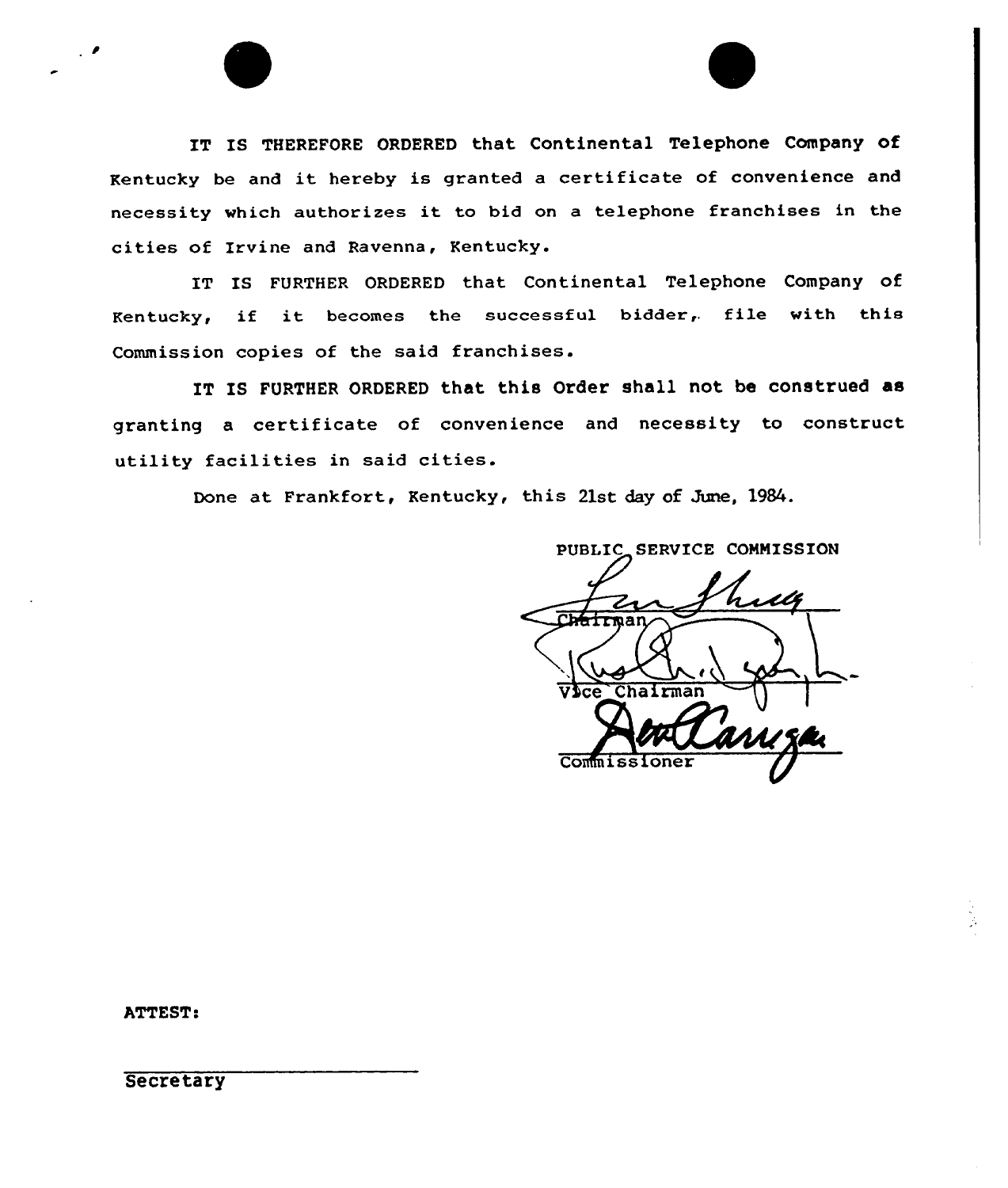IT IS THEREFORE ORDERED that Continental Telephone Company of Kentucky be and it hereby is granted a certificate of convenience and necessity which authorizes it to bid on a telephone franchises in the cities of Irvine and Ravenna, Kentucky.

IT IS FURTHER ORDERED that Continental Telephone Company of Kentucky, if it becomes the successful bidder, file with this Commission copies of the said franchises.

IT IS FURTHER ORDERED that this Order shall not be construed as granting a certificate of convenience and necessity to construct utility facilities in said cities.

Done at Frankfort, Kentucky, this 21st day of June, 1984.

PUBLIC SERVICE COMMISSION

Chairman

Vice Chairman

Commissioner

ATTEST:

Secretary